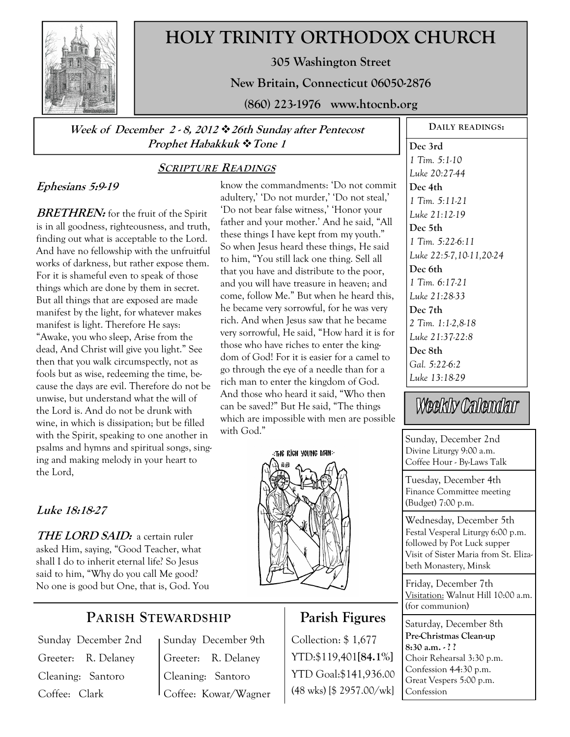# HOLY TRINITY ORTHODOX CHURCH

**305 Washington Street**

**New Britain, Connecticut 06050-2876**

**(860) 223-1976 www.htocnb.org**

**Week of December 2 - 8, 2012 ❖ 26th Sunday after Pentecost**
**Prophet Habakkuk ❖ Tone 1**

## SCRIPTURE READINGS

### Ephesians 5:9-19

**BRETHREN:** for the fruit of the Spirit is in all goodness, righteousness, and truth, finding out what is acceptable to the Lord. And have no fellowship with the unfruitful works of darkness, but rather expose them. For it is shameful even to speak of those things which are done by them in secret. But all things that are exposed are made manifest by the light, for whatever makes manifest is light. Therefore He says: "Awake, you who sleep, Arise from the dead, And Christ will give you light." See then that you walk circumspectly, not as fools but as wise, redeeming the time, because the days are evil. Therefore do not be unwise, but understand what the will of the Lord is. And do not be drunk with wine, in which is dissipation; but be filled with the Spirit, speaking to one another in psalms and hymns and spiritual songs, singing and making melody in your heart to the Lord,

### Luke 18:18-27

**THE LORD SAID:** a certain ruler asked Him, saying, "Good Teacher, what shall I do to inherit eternal life? So Jesus said to him, "Why do you call Me good? No one is good but One, that is, God. You know the commandments: 'Do not commit adultery,' 'Do not murder,' 'Do not steal,' 'Do not bear false witness,' 'Honor your father and your mother.' And he said, "All these things I have kept from my youth." So when Jesus heard these things, He said to him, "You still lack one thing. Sell all that you have and distribute to the poor, and you will have treasure in heaven; and come, follow Me." But when he heard this, he became very sorrowful, for he was very rich. And when Jesus saw that he became very sorrowful, He said, "How hard it is for those who have riches to enter the kingdom of God! For it is easier for a camel to go through the eye of a needle than for a rich man to enter the kingdom of God. And those who heard it said, "Who then can be saved?" But He said, "The things which are impossible with men are possible with God."

THE RICH YOUNG MAN

## DAILY READINGS:

**Dec 3rd**
*1 Tim. 5:1-10*
*Luke 20:27-44*

**Dec 4th**
*1 Tim. 5:11-21*
*Luke 21:12-19*

**Dec 5th**
*1 Tim. 5:22-6:11*
*Luke 22:5-7,10-11,20-24*

**Dec 6th**
*1 Tim. 6:17-21*
*Luke 21:28-33*

**Dec 7th**
*2 Tim. 1:1-2,8-18*
*Luke 21:37-22:8*

**Dec 8th**
*Gal. 5:22-6:2*
*Luke 13:18-29*

## Weekly Calendar

Sunday, December 2nd
Divine Liturgy 9:00 a.m.
Coffee Hour - By-Laws Talk

Tuesday, December 4th
Finance Committee meeting (Budget) 7:00 p.m.

Wednesday, December 5th
Festal Vesperal Liturgy 6:00 p.m. followed by Pot Luck supper
Visit of Sister Maria from St. Elizabeth Monastery, Minsk

Friday, December 7th
Visitation: Walnut Hill 10:00 a.m. (for communion)

Saturday, December 8th
**Pre-Christmas Clean-up 8:30 a.m. - ? ?**
Choir Rehearsal 3:30 p.m.
Confession 4-4:30 p.m.
Great Vespers 5:00 p.m.
Confession

## PARISH STEWARDSHIP

| Sunday December 2nd | Sunday December 9th |
|---|---|
| Greeter: R. Delaney | Greeter: R. Delaney |
| Cleaning: Santoro | Cleaning: Santoro |
| Coffee: Clark | Coffee: Kowar/Wagner |

## Parish Figures

Collection: $ 1,677
YTD:$119,401**[84.1%]**
YTD Goal:$141,936.00
(48 wks) [$ 2957.00/wk]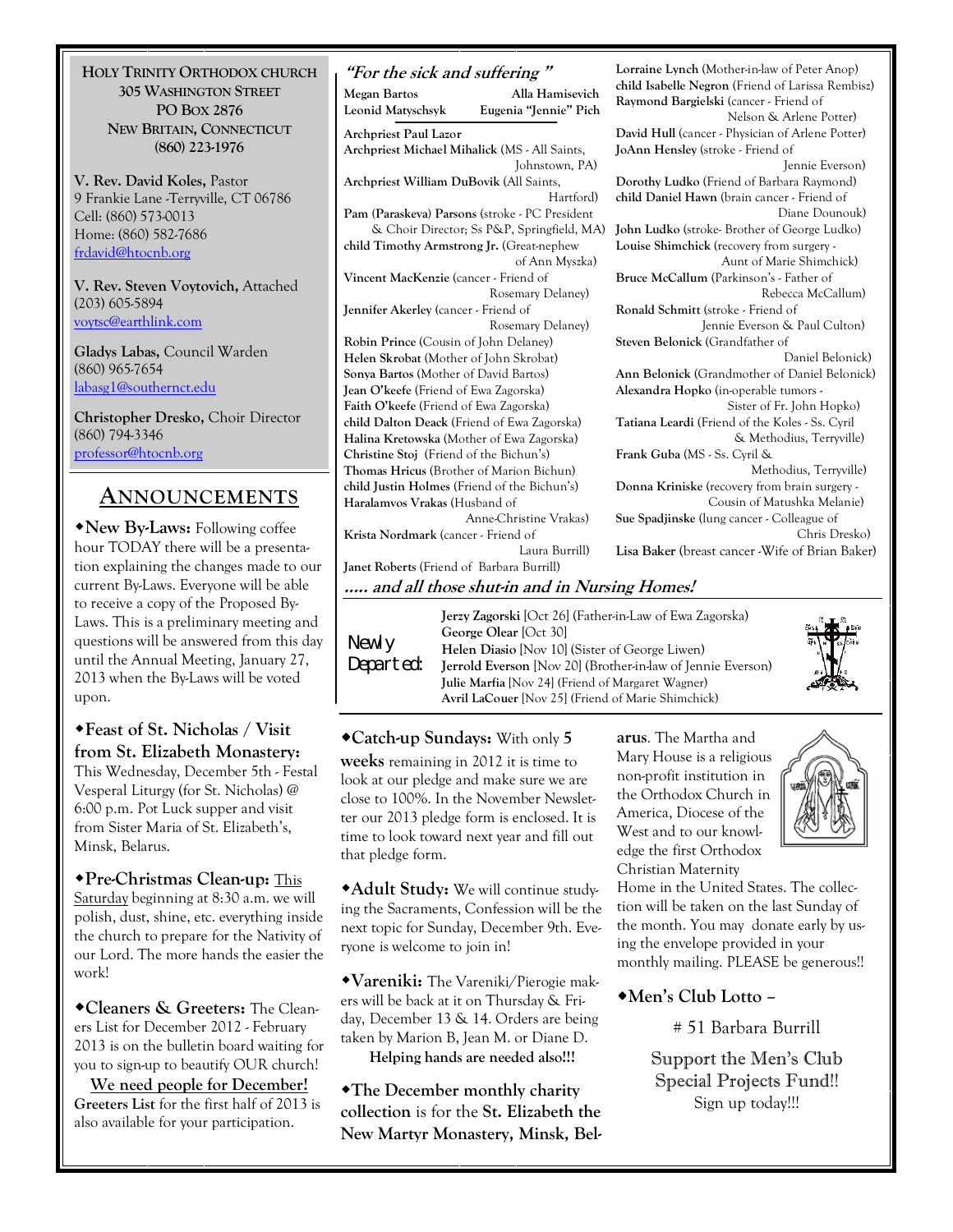**HOLY TRINITY ORTHODOX CHURCH**
**305 WASHINGTON STREET**
**PO BOX 2876**
**NEW BRITAIN, CONNECTICUT**
**(860) 223-1976**

**V. Rev. David Koles,** Pastor
9 Frankie Lane -Terryville, CT 06786
Cell: (860) 573-0013
Home: (860) 582-7686
frdavid@htocnb.org

**V. Rev. Steven Voytovich,** Attached
(203) 605-5894
voytsc@earthlink.com

**Gladys Labas,** Council Warden
(860) 965-7654
labasg1@southernct.edu

**Christopher Dresko,** Choir Director
(860) 794-3346
professor@htocnb.org

## ANNOUNCEMENTS

◆**New By-Laws:** Following coffee hour TODAY there will be a presentation explaining the changes made to our current By-Laws. Everyone will be able to receive a copy of the Proposed By-Laws. This is a preliminary meeting and questions will be answered from this day until the Annual Meeting, January 27, 2013 when the By-Laws will be voted upon.

◆**Feast of St. Nicholas / Visit from St. Elizabeth Monastery:** This Wednesday, December 5th - Festal Vesperal Liturgy (for St. Nicholas) @ 6:00 p.m. Pot Luck supper and visit from Sister Maria of St. Elizabeth's, Minsk, Belarus.

◆**Pre-Christmas Clean-up:** This Saturday beginning at 8:30 a.m. we will polish, dust, shine, etc. everything inside the church to prepare for the Nativity of our Lord. The more hands the easier the work!

◆**Cleaners & Greeters:** The Cleaners List for December 2012 - February 2013 is on the bulletin board waiting for you to sign-up to beautify OUR church!

**We need people for December!**

**Greeters List** for the first half of 2013 is also available for your participation.

### *"For the sick and suffering"*

**Megan Bartos**
**Alla Hamisevich**
**Leonid Matyschsyk**
**Eugenia "Jennie" Pich**
**Archpriest Paul Lazor**
**Archpriest Michael Mihalick** (MS - All Saints, Johnstown, PA)
**Archpriest William DuBovik** (All Saints, Hartford)
**Pam (Paraskeva) Parsons** (stroke - PC President & Choir Director; Ss P&P, Springfield, MA)
**child Timothy Armstrong Jr.** (Great-nephew of Ann Myszka)
**Vincent MacKenzie** (cancer - Friend of Rosemary Delaney)
**Jennifer Akerley** (cancer - Friend of Rosemary Delaney)
**Robin Prince** (Cousin of John Delaney)
**Helen Skrobat** (Mother of John Skrobat)
**Sonya Bartos** (Mother of David Bartos)
**Jean O'keefe** (Friend of Ewa Zagorska)
**Faith O'keefe** (Friend of Ewa Zagorska)
**child Dalton Deack** (Friend of Ewa Zagorska)
**Halina Kretowska** (Mother of Ewa Zagorska)
**Christine Stoj** (Friend of the Bichun's)
**Thomas Hricus** (Brother of Marion Bichun)
**child Justin Holmes** (Friend of the Bichun's)
**Haralamvos Vrakas** (Husband of Anne-Christine Vrakas)
**Krista Nordmark** (cancer - Friend of Laura Burrill)
**Janet Roberts** (Friend of Barbara Burrill)
**Lorraine Lynch** (Mother-in-law of Peter Anop)
**child Isabelle Negron** (Friend of Larissa Rembisz)
**Raymond Bargielski** (cancer - Friend of Nelson & Arlene Potter)
**David Hull** (cancer - Physician of Arlene Potter)
**JoAnn Hensley** (stroke - Friend of Jennie Everson)
**Dorothy Ludko** (Friend of Barbara Raymond)
**child Daniel Hawn** (brain cancer - Friend of Diane Dounouk)
**John Ludko** (stroke- Brother of George Ludko)
**Louise Shimchick** (recovery from surgery - Aunt of Marie Shimchick)
**Bruce McCallum** (Parkinson's - Father of Rebecca McCallum)
**Ronald Schmitt** (stroke - Friend of Jennie Everson & Paul Culton)
**Steven Belonick** (Grandfather of Daniel Belonick)
**Ann Belonick** (Grandmother of Daniel Belonick)
**Alexandra Hopko** (in-operable tumors - Sister of Fr. John Hopko)
**Tatiana Leardi** (Friend of the Koles - Ss. Cyril & Methodius, Terryville)
**Frank Guba** (MS - Ss. Cyril & Methodius, Terryville)
**Donna Kriniske** (recovery from brain surgery - Cousin of Matushka Melanie)
**Sue Spadjinske** (lung cancer - Colleague of Chris Dresko)
**Lisa Baker** (breast cancer -Wife of Brian Baker)

***..... and all those shut-in and in Nursing Homes!***

**Newly Departed:**

**Jerzy Zagorski** [Oct 26] (Father-in-Law of Ewa Zagorska)
**George Olear** [Oct 30]
**Helen Diasio** [Nov 10] (Sister of George Liwen)
**Jerrold Everson** [Nov 20] (Brother-in-law of Jennie Everson)
**Julie Marfia** [Nov 24] (Friend of Margaret Wagner)
**Avril LaCouer** [Nov 25] (Friend of Marie Shimchick)

◆**Catch-up Sundays:** With only **5 weeks** remaining in 2012 it is time to look at our pledge and make sure we are close to 100%. In the November Newsletter our 2013 pledge form is enclosed. It is time to look toward next year and fill out that pledge form.

◆**Adult Study:** We will continue studying the Sacraments, Confession will be the next topic for Sunday, December 9th. Everyone is welcome to join in!

◆**Vareniki:** The Vareniki/Pierogie makers will be back at it on Thursday & Friday, December 13 & 14. Orders are being taken by Marion B., Jean M. or Diane D.

**Helping hands are needed also!!!**

◆**The December monthly charity collection** is for the **St. Elizabeth the New Martyr Monastery, Minsk, Belarus**. The Martha and Mary House is a religious non-profit institution in the Orthodox Church in America, Diocese of the West and to our knowledge the first Orthodox Christian Maternity Home in the United States. The collection will be taken on the last Sunday of the month. You may donate early by using the envelope provided in your monthly mailing. PLEASE be generous!!

◆**Men's Club Lotto –**

# 51 Barbara Burrill

Support the Men's Club Special Projects Fund!!
Sign up today!!!